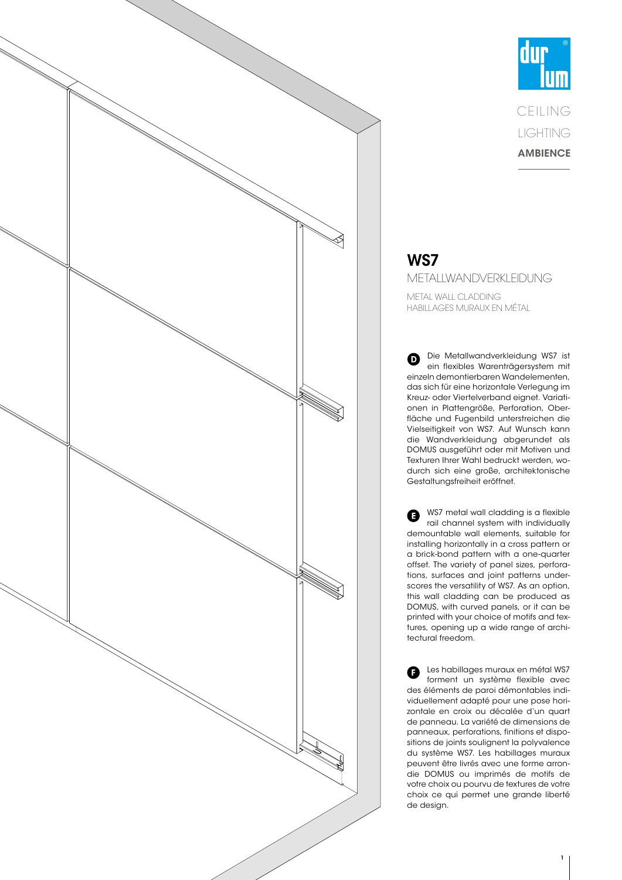dur lum

CEILING

LIGHTING

**AMBIENCE**

# WS7

## METALLWANDVERKLEIDUNG

METAL WALL CLADDING
HABILLAGES MURAUX EN MÉTAL

**D** Die Metallwandverkleidung WS7 ist ein flexibles Warenträgersystem mit einzeln demontierbaren Wandelementen, das sich für eine horizontale Verlegung im Kreuz- oder Viertelverband eignet. Variationen in Plattengröße, Perforation, Oberfläche und Fugenbild unterstreichen die Vielseitigkeit von WS7. Auf Wunsch kann die Wandverkleidung abgerundet als DOMUS ausgeführt oder mit Motiven und Texturen Ihrer Wahl bedruckt werden, wodurch sich eine große, architektonische Gestaltungsfreiheit eröffnet.

**E** WS7 metal wall cladding is a flexible rail channel system with individually demountable wall elements, suitable for installing horizontally in a cross pattern or a brick-bond pattern with a one-quarter offset. The variety of panel sizes, perforations, surfaces and joint patterns underscores the versatility of WS7. As an option, this wall cladding can be produced as DOMUS, with curved panels, or it can be printed with your choice of motifs and textures, opening up a wide range of architectural freedom.

**F** Les habillages muraux en métal WS7 forment un système flexible avec des éléments de paroi démontables individuellement adapté pour une pose horizontale en croix ou décalée d'un quart de panneau. La variété de dimensions de panneaux, perforations, finitions et dispositions de joints soulignent la polyvalence du système WS7. Les habillages muraux peuvent être livrés avec une forme arrondie DOMUS ou imprimés de motifs de votre choix ou pourvu de textures de votre choix ce qui permet une grande liberté de design.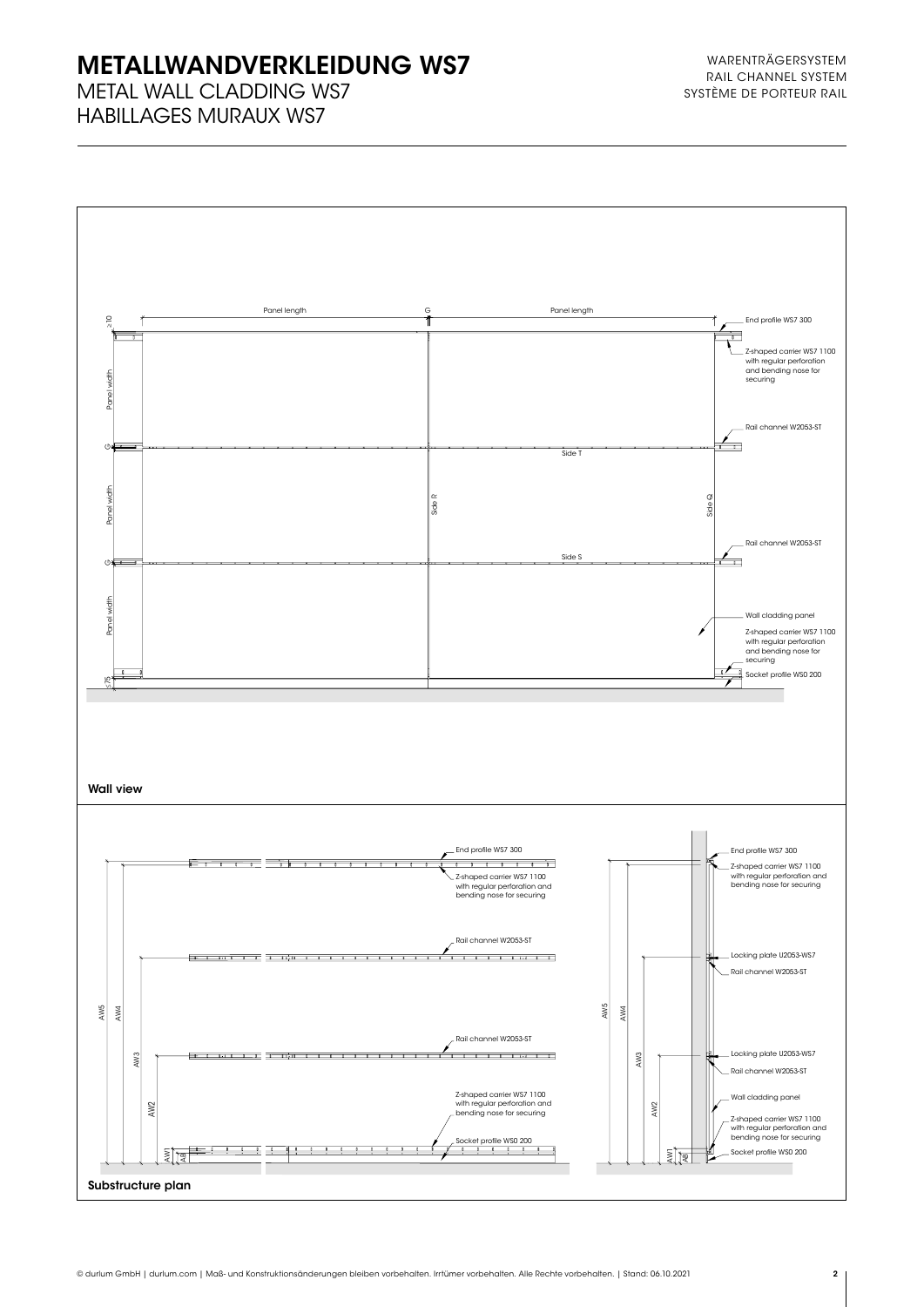# METALLWANDVERKLEIDUNG WS7

METAL WALL CLADDING WS7
HABILLAGES MURAUX WS7

WARENTRÄGERSYSTEM
RAIL CHANNEL SYSTEM
SYSTÈME DE PORTEUR RAIL

Panel length
G
Panel length
≥10
End profile WS7 300
Z-shaped carrier WS7 1100 with regular perforation and bending nose for securing
Panel width
Rail channel W2053-ST
G
Side T
Panel width
Side R
Side Q
Rail channel W2053-ST
G
Side S
Panel width
Wall cladding panel
Z-shaped carrier WS7 1100 with regular perforation and bending nose for securing
≤75
Socket profile WS0 200

**Wall view**

End profile WS7 300
Z-shaped carrier WS7 1100 with regular perforation and bending nose for securing
Rail channel W2053-ST
Rail channel W2053-ST
Z-shaped carrier WS7 1100 with regular perforation and bending nose for securing
Socket profile WS0 200
AW5
AW4
AW3
AW2
AW1
AB

End profile WS7 300
Z-shaped carrier WS7 1100 with regular perforation and bending nose for securing
Locking plate U2053-WS7
Rail channel W2053-ST
Locking plate U2053-WS7
Rail channel W2053-ST
Wall cladding panel
Z-shaped carrier WS7 1100 with regular perforation and bending nose for securing
Socket profile WS0 200
AW5
AW4
AW3
AW2
AW1
AB

**Substructure plan**

© durlum GmbH | durlum.com | Maß- und Konstruktionsänderungen bleiben vorbehalten. Irrtümer vorbehalten. Alle Rechte vorbehalten. | Stand: 06.10.2021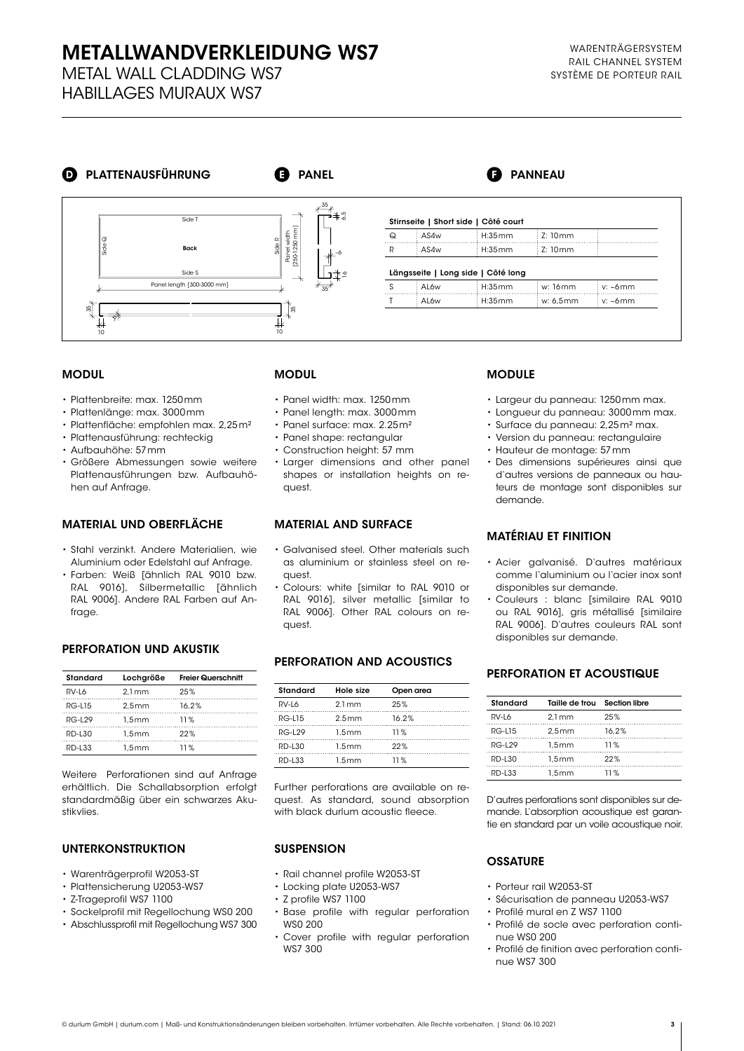# METALLWANDVERKLEIDUNG WS7

METAL WALL CLADDING WS7

HABILLAGES MURAUX WS7

WARENTRÄGERSYSTEM
RAIL CHANNEL SYSTEM
SYSTÈME DE PORTEUR RAIL

## D PLATTENAUSFÜHRUNG  E PANEL  F PANNEAU

Side T

Side Q

Back

Side R

Panel width [250-1250 mm]

Side S

Panel length [300-3000 mm]

35 6,5 ~6 16 35 10 10 35 35

**Stirnseite | Short side | Côté court**

| | | | | |
|---|---|---|---|---|
| Q | AS4w | H:35mm | Z: 10mm | |
| R | AS4w | H:35mm | Z: 10mm | |

**Längsseite | Long side | Côté long**

| | | | | |
|---|---|---|---|---|
| S | AL6w | H:35mm | w: 16mm | v: ~6mm |
| T | AL6w | H:35mm | w: 6,5mm | v: ~6mm |

### MODUL

- Plattenbreite: max. 1250 mm
- Plattenlänge: max. 3000 mm
- Plattenfläche: empfohlen max. 2,25 m²
- Plattenausführung: rechteckig
- Aufbauhöhe: 57 mm
- Größere Abmessungen sowie weitere Plattenausführungen bzw. Aufbauhöhen auf Anfrage.

### MATERIAL UND OBERFLÄCHE

- Stahl verzinkt. Andere Materialien, wie Aluminium oder Edelstahl auf Anfrage.
- Farben: Weiß [ähnlich RAL 9010 bzw. RAL 9016], Silbermetallic [ähnlich RAL 9006]. Andere RAL Farben auf Anfrage.

### PERFORATION UND AKUSTIK

| Standard | Lochgröße | Freier Querschnitt |
|---|---|---|
| RV-L6 | 2,1 mm | 25% |
| RG-L15 | 2,5 mm | 16,2% |
| RG-L29 | 1,5 mm | 11% |
| RD-L30 | 1,5 mm | 22% |
| RD-L33 | 1,5 mm | 11% |

Weitere Perforationen sind auf Anfrage erhältlich. Die Schallabsorption erfolgt standardmäßig über ein schwarzes Akustikvlies.

### UNTERKONSTRUKTION

- Warenträgerprofil W2053-ST
- Plattensicherung U2053-WS7
- Z-Trageprofil WS7 1100
- Sockelprofil mit Regellochung WS0 200
- Abschlussprofil mit Regellochung WS7 300

### MODUL

- Panel width: max. 1250 mm
- Panel length: max. 3000 mm
- Panel surface: max. 2.25 m²
- Panel shape: rectangular
- Construction height: 57 mm
- Larger dimensions and other panel shapes or installation heights on request.

### MATERIAL AND SURFACE

- Galvanised steel. Other materials such as aluminium or stainless steel on request.
- Colours: white [similar to RAL 9010 or RAL 9016], silver metallic [similar to RAL 9006]. Other RAL colours on request.

### PERFORATION AND ACOUSTICS

| Standard | Hole size | Open area |
|---|---|---|
| RV-L6 | 2.1 mm | 25% |
| RG-L15 | 2.5mm | 16.2% |
| RG-L29 | 1.5mm | 11% |
| RD-L30 | 1.5mm | 22% |
| RD-L33 | 1.5mm | 11% |

Further perforations are available on request. As standard, sound absorption with black durlum acoustic fleece.

### SUSPENSION

- Rail channel profile W2053-ST
- Locking plate U2053-WS7
- Z profile WS7 1100
- Base profile with regular perforation WS0 200
- Cover profile with regular perforation WS7 300

### MODULE

- Largeur du panneau: 1250 mm max.
- Longueur du panneau: 3000 mm max.
- Surface du panneau: 2,25 m² max.
- Version du panneau: rectangulaire
- Hauteur de montage: 57 mm
- Des dimensions supérieures ainsi que d'autres versions de panneaux ou hauteurs de montage sont disponibles sur demande.

### MATÉRIAU ET FINITION

- Acier galvanisé. D'autres matériaux comme l'aluminium ou l'acier inox sont disponibles sur demande.
- Couleurs : blanc [similaire RAL 9010 ou RAL 9016], gris métallisé [similaire RAL 9006]. D'autres couleurs RAL sont disponibles sur demande.

### PERFORATION ET ACOUSTIQUE

| Standard | Taille de trou | Section libre |
|---|---|---|
| RV-L6 | 2,1 mm | 25% |
| RG-L15 | 2,5 mm | 16,2% |
| RG-L29 | 1,5 mm | 11% |
| RD-L30 | 1,5 mm | 22% |
| RD-L33 | 1,5 mm | 11% |

D'autres perforations sont disponibles sur demande. L'absorption acoustique est garantie en standard par un voile acoustique noir.

### OSSATURE

- Porteur rail W2053-ST
- Sécurisation de panneau U2053-WS7
- Profilé mural en Z WS7 1100
- Profilé de socle avec perforation continue WS0 200
- Profilé de finition avec perforation continue WS7 300

© durlum GmbH | durlum.com | Maß- und Konstruktionsänderungen bleiben vorbehalten. Irrtümer vorbehalten. Alle Rechte vorbehalten. | Stand: 06.10.2021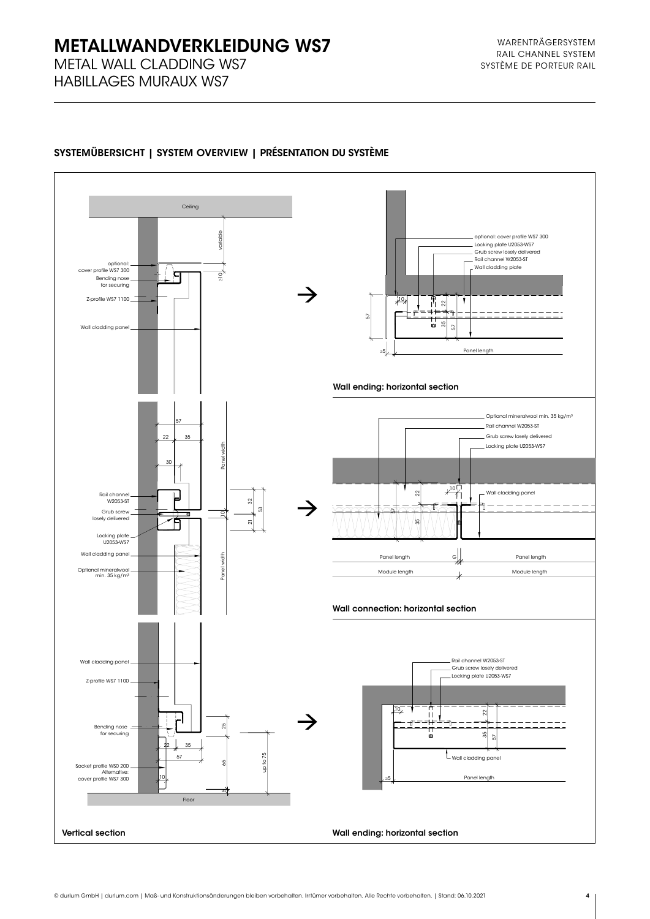# METALLWANDVERKLEIDUNG WS7

METAL WALL CLADDING WS7

HABILLAGES MURAUX WS7

WARENTRÄGERSYSTEM
RAIL CHANNEL SYSTEM
SYSTÈME DE PORTEUR RAIL

## SYSTEMÜBERSICHT | SYSTEM OVERVIEW | PRÉSENTATION DU SYSTÈME

Ceiling

variable

≥10

optional: cover profile WS7 300

Bending nose for securing

Z-profile WS7 1100

Wall cladding panel

optional: cover profile WS7 300
Locking plate U2053-WS7
Grub screw losely delivered
Rail channel W2053-ST
Wall cladding plate

10 22 35 57 57

≥5 Panel length

**Wall ending: horizontal section**

57
22 35
30

Panel width

Rail channel W2053-ST
Grub screw losely delivered
Locking plate U2053-WS7
Wall cladding panel
Optional mineralwool min. 35 kg/m³

32 53 10 21

Panel width

Optional mineralwool min. 35 kg/m³
Rail channel W2053-ST
Grub screw losely delivered
Locking plate U2053-WS7
Wall cladding panel

10 22 57 35

Panel length G Panel length
Module length Module length

**Wall connection: horizontal section**

Wall cladding panel

Z-profile WS7 1100

Bending nose for securing

25
22 35
57
65 up to 75
10
5

Socket profile WS0 200
Alternative: cover profile WS7 300

Floor

**Vertical section**

Rail channel W2053-ST
Grub screw losely delivered
Locking plate U2053-WS7

10 22 35 57

Wall cladding panel

≥5 Panel length

**Wall ending: horizontal section**

© durlum GmbH | durlum.com | Maß- und Konstruktionsänderungen bleiben vorbehalten. Irrtümer vorbehalten. Alle Rechte vorbehalten. | Stand: 06.10.2021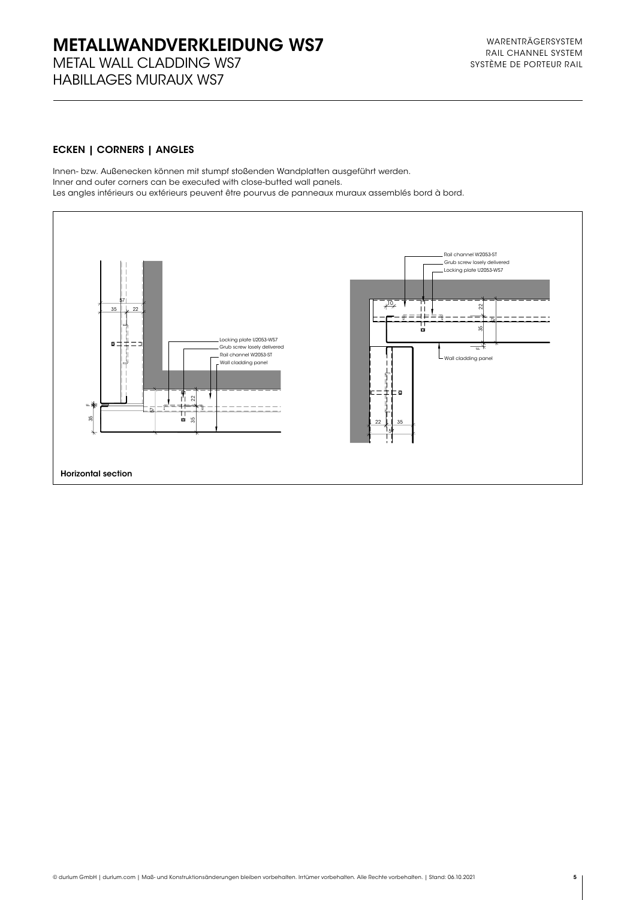# METALLWANDVERKLEIDUNG WS7

METAL WALL CLADDING WS7
HABILLAGES MURAUX WS7

WARENTRÄGERSYSTEM
RAIL CHANNEL SYSTEM
SYSTÈME DE PORTEUR RAIL

## ECKEN | CORNERS | ANGLES

Innen- bzw. Außenecken können mit stumpf stoßenden Wandplatten ausgeführt werden.
Inner and outer corners can be executed with close-butted wall panels.
Les angles intérieurs ou extérieurs peuvent être pourvus de panneaux muraux assemblés bord à bord.

Locking plate U2053-WS7
Grub screw losely delivered
Rail channel W2053-ST
Wall cladding panel

Rail channel W2053-ST
Grub screw losely delivered
Locking plate U2053-WS7
Wall cladding panel

**Horizontal section**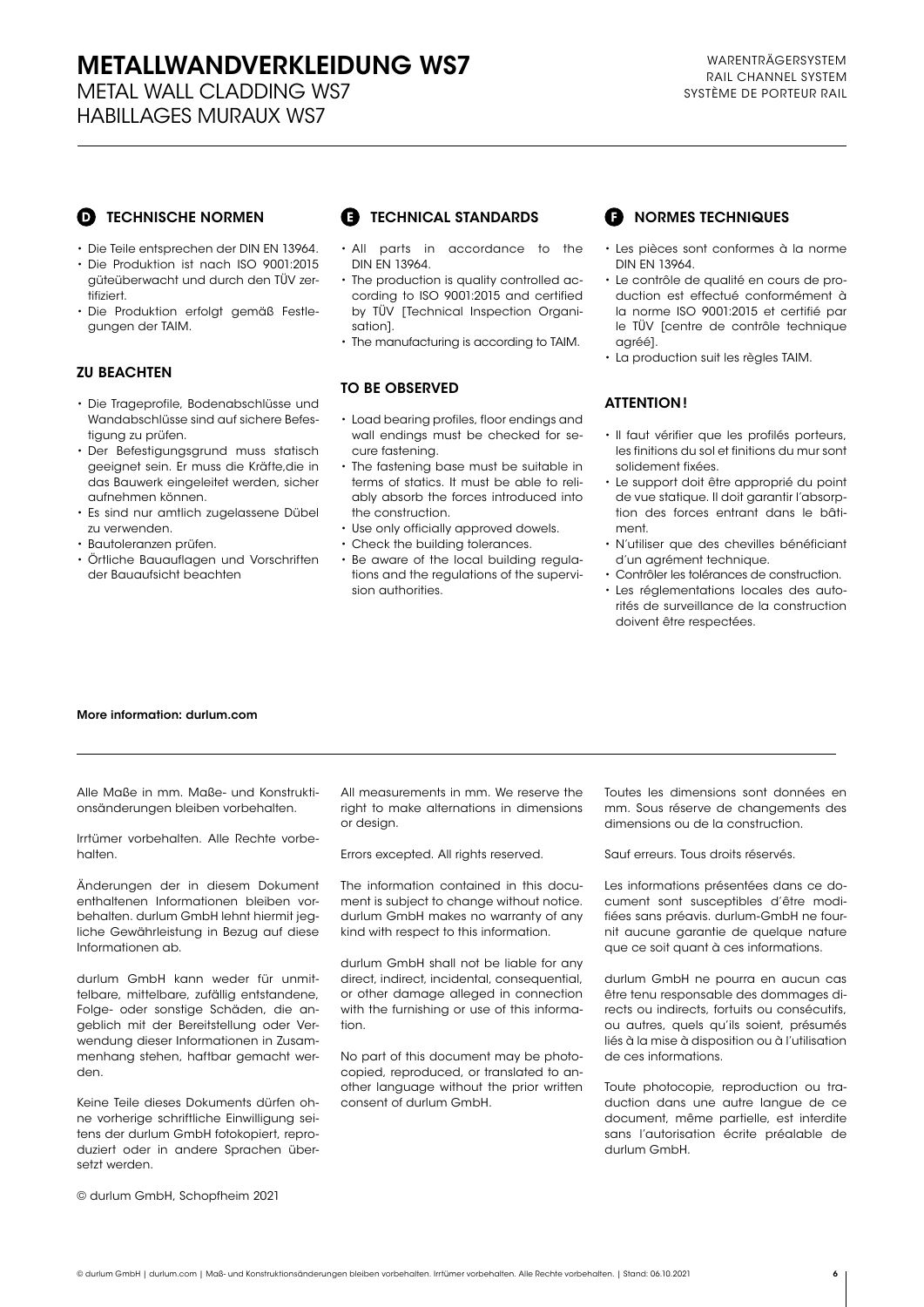# METALLWANDVERKLEIDUNG WS7

METAL WALL CLADDING WS7
HABILLAGES MURAUX WS7

WARENTRÄGERSYSTEM
RAIL CHANNEL SYSTEM
SYSTÈME DE PORTEUR RAIL

## D TECHNISCHE NORMEN

- Die Teile entsprechen der DIN EN 13964.
- Die Produktion ist nach ISO 9001:2015 güteüberwacht und durch den TÜV zertifiziert.
- Die Produktion erfolgt gemäß Festlegungen der TAIM.

### ZU BEACHTEN

- Die Trageprofile, Bodenabschlüsse und Wandabschlüsse sind auf sichere Befestigung zu prüfen.
- Der Befestigungsgrund muss statisch geeignet sein. Er muss die Kräfte,die in das Bauwerk eingeleitet werden, sicher aufnehmen können.
- Es sind nur amtlich zugelassene Dübel zu verwenden.
- Bautoleranzen prüfen.
- Örtliche Bauauflagen und Vorschriften der Bauaufsicht beachten

## E TECHNICAL STANDARDS

- All parts in accordance to the DIN EN 13964.
- The production is quality controlled according to ISO 9001:2015 and certified by TÜV [Technical Inspection Organisation].
- The manufacturing is according to TAIM.

### TO BE OBSERVED

- Load bearing profiles, floor endings and wall endings must be checked for secure fastening.
- The fastening base must be suitable in terms of statics. It must be able to reliably absorb the forces introduced into the construction.
- Use only officially approved dowels.
- Check the building tolerances.
- Be aware of the local building regulations and the regulations of the supervision authorities.

## F NORMES TECHNIQUES

- Les pièces sont conformes à la norme DIN EN 13964.
- Le contrôle de qualité en cours de production est effectué conformément à la norme ISO 9001:2015 et certifié par le TÜV [centre de contrôle technique agréé].
- La production suit les règles TAIM.

### ATTENTION!

- Il faut vérifier que les profilés porteurs, les finitions du sol et finitions du mur sont solidement fixées.
- Le support doit être approprié du point de vue statique. Il doit garantir l'absorption des forces entrant dans le bâtiment.
- N'utiliser que des chevilles bénéficiant d'un agrément technique.
- Contrôler les tolérances de construction.
- Les réglementations locales des autorités de surveillance de la construction doivent être respectées.

**More information: durlum.com**

---

Alle Maße in mm. Maße- und Konstruktionsänderungen bleiben vorbehalten.

Irrtümer vorbehalten. Alle Rechte vorbehalten.

Änderungen der in diesem Dokument enthaltenen Informationen bleiben vorbehalten. durlum GmbH lehnt hiermit jegliche Gewährleistung in Bezug auf diese Informationen ab.

durlum GmbH kann weder für unmittelbare, mittelbare, zufällig entstandene, Folge- oder sonstige Schäden, die angeblich mit der Bereitstellung oder Verwendung dieser Informationen in Zusammenhang stehen, haftbar gemacht werden.

Keine Teile dieses Dokuments dürfen ohne vorherige schriftliche Einwilligung seitens der durlum GmbH fotokopiert, reproduziert oder in andere Sprachen übersetzt werden.

© durlum GmbH, Schopfheim 2021

All measurements in mm. We reserve the right to make alternations in dimensions or design.

Errors excepted. All rights reserved.

The information contained in this document is subject to change without notice. durlum GmbH makes no warranty of any kind with respect to this information.

durlum GmbH shall not be liable for any direct, indirect, incidental, consequential, or other damage alleged in connection with the furnishing or use of this information.

No part of this document may be photocopied, reproduced, or translated to another language without the prior written consent of durlum GmbH.

Toutes les dimensions sont données en mm. Sous réserve de changements des dimensions ou de la construction.

Sauf erreurs. Tous droits réservés.

Les informations présentées dans ce document sont susceptibles d'être modifiées sans préavis. durlum-GmbH ne fournit aucune garantie de quelque nature que ce soit quant à ces informations.

durlum GmbH ne pourra en aucun cas être tenu responsable des dommages directs ou indirects, fortuits ou consécutifs, ou autres, quels qu'ils soient, présumés liés à la mise à disposition ou à l'utilisation de ces informations.

Toute photocopie, reproduction ou traduction dans une autre langue de ce document, même partielle, est interdite sans l'autorisation écrite préalable de durlum GmbH.